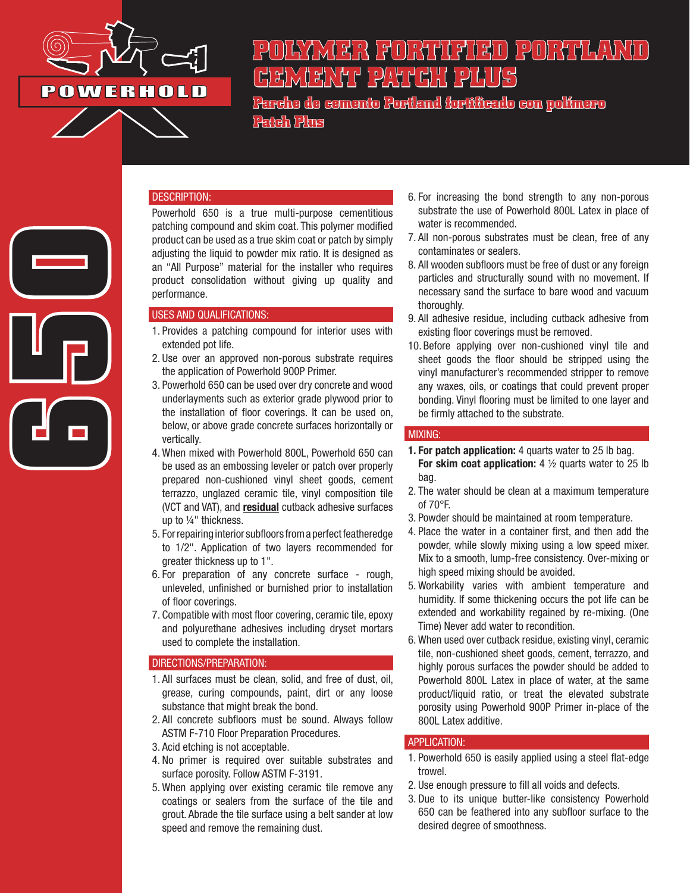POWERHOLD

# POLYMER FORTIFIED PORTLAND CEMENT PATCH PLUS

## Parche de cemento Portland fortificado con polímero Patch Plus

650

### DESCRIPTION:

Powerhold 650 is a true multi-purpose cementitious patching compound and skim coat. This polymer modified product can be used as a true skim coat or patch by simply adjusting the liquid to powder mix ratio. It is designed as an "All Purpose" material for the installer who requires product consolidation without giving up quality and performance.

### USES AND QUALIFICATIONS:

1. Provides a patching compound for interior uses with extended pot life.
2. Use over an approved non-porous substrate requires the application of Powerhold 900P Primer.
3. Powerhold 650 can be used over dry concrete and wood underlayments such as exterior grade plywood prior to the installation of floor coverings. It can be used on, below, or above grade concrete surfaces horizontally or vertically.
4. When mixed with Powerhold 800L, Powerhold 650 can be used as an embossing leveler or patch over properly prepared non-cushioned vinyl sheet goods, cement terrazzo, unglazed ceramic tile, vinyl composition tile (VCT and VAT), and **residual** cutback adhesive surfaces up to ¼" thickness.
5. For repairing interior subfloors from a perfect featheredge to 1/2". Application of two layers recommended for greater thickness up to 1".
6. For preparation of any concrete surface - rough, unleveled, unfinished or burnished prior to installation of floor coverings.
7. Compatible with most floor covering, ceramic tile, epoxy and polyurethane adhesives including dryset mortars used to complete the installation.

### DIRECTIONS/PREPARATION:

1. All surfaces must be clean, solid, and free of dust, oil, grease, curing compounds, paint, dirt or any loose substance that might break the bond.
2. All concrete subfloors must be sound. Always follow ASTM F-710 Floor Preparation Procedures.
3. Acid etching is not acceptable.
4. No primer is required over suitable substrates and surface porosity. Follow ASTM F-3191.
5. When applying over existing ceramic tile remove any coatings or sealers from the surface of the tile and grout. Abrade the tile surface using a belt sander at low speed and remove the remaining dust.
6. For increasing the bond strength to any non-porous substrate the use of Powerhold 800L Latex in place of water is recommended.
7. All non-porous substrates must be clean, free of any contaminates or sealers.
8. All wooden subfloors must be free of dust or any foreign particles and structurally sound with no movement. If necessary sand the surface to bare wood and vacuum thoroughly.
9. All adhesive residue, including cutback adhesive from existing floor coverings must be removed.
10. Before applying over non-cushioned vinyl tile and sheet goods the floor should be stripped using the vinyl manufacturer's recommended stripper to remove any waxes, oils, or coatings that could prevent proper bonding. Vinyl flooring must be limited to one layer and be firmly attached to the substrate.

### MIXING:

1. **For patch application:** 4 quarts water to 25 lb bag.
   **For skim coat application:** 4 ½ quarts water to 25 lb bag.
2. The water should be clean at a maximum temperature of 70°F.
3. Powder should be maintained at room temperature.
4. Place the water in a container first, and then add the powder, while slowly mixing using a low speed mixer. Mix to a smooth, lump-free consistency. Over-mixing or high speed mixing should be avoided.
5. Workability varies with ambient temperature and humidity. If some thickening occurs the pot life can be extended and workability regained by re-mixing. (One Time) Never add water to recondition.
6. When used over cutback residue, existing vinyl, ceramic tile, non-cushioned sheet goods, cement, terrazzo, and highly porous surfaces the powder should be added to Powerhold 800L Latex in place of water, at the same product/liquid ratio, or treat the elevated substrate porosity using Powerhold 900P Primer in-place of the 800L Latex additive.

### APPLICATION:

1. Powerhold 650 is easily applied using a steel flat-edge trowel.
2. Use enough pressure to fill all voids and defects.
3. Due to its unique butter-like consistency Powerhold 650 can be feathered into any subfloor surface to the desired degree of smoothness.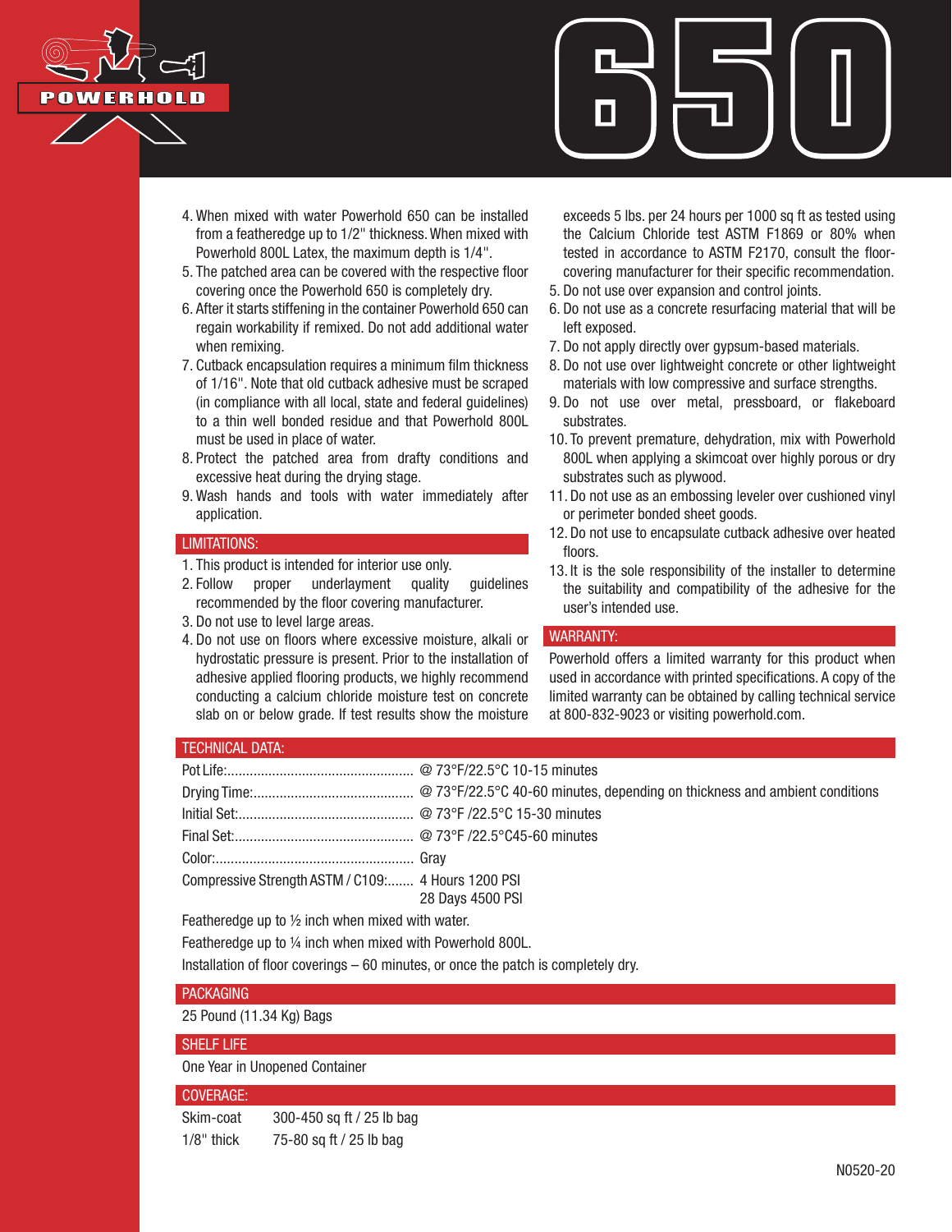4. When mixed with water Powerhold 650 can be installed from a featheredge up to 1/2" thickness. When mixed with Powerhold 800L Latex, the maximum depth is 1/4".
5. The patched area can be covered with the respective floor covering once the Powerhold 650 is completely dry.
6. After it starts stiffening in the container Powerhold 650 can regain workability if remixed. Do not add additional water when remixing.
7. Cutback encapsulation requires a minimum film thickness of 1/16". Note that old cutback adhesive must be scraped (in compliance with all local, state and federal guidelines) to a thin well bonded residue and that Powerhold 800L must be used in place of water.
8. Protect the patched area from drafty conditions and excessive heat during the drying stage.
9. Wash hands and tools with water immediately after application.

## LIMITATIONS:

1. This product is intended for interior use only.
2. Follow proper underlayment quality guidelines recommended by the floor covering manufacturer.
3. Do not use to level large areas.
4. Do not use on floors where excessive moisture, alkali or hydrostatic pressure is present. Prior to the installation of adhesive applied flooring products, we highly recommend conducting a calcium chloride moisture test on concrete slab on or below grade. If test results show the moisture exceeds 5 lbs. per 24 hours per 1000 sq ft as tested using the Calcium Chloride test ASTM F1869 or 80% when tested in accordance to ASTM F2170, consult the floor-covering manufacturer for their specific recommendation.
5. Do not use over expansion and control joints.
6. Do not use as a concrete resurfacing material that will be left exposed.
7. Do not apply directly over gypsum-based materials.
8. Do not use over lightweight concrete or other lightweight materials with low compressive and surface strengths.
9. Do not use over metal, pressboard, or flakeboard substrates.
10. To prevent premature, dehydration, mix with Powerhold 800L when applying a skimcoat over highly porous or dry substrates such as plywood.
11. Do not use as an embossing leveler over cushioned vinyl or perimeter bonded sheet goods.
12. Do not use to encapsulate cutback adhesive over heated floors.
13. It is the sole responsibility of the installer to determine the suitability and compatibility of the adhesive for the user's intended use.

## WARRANTY:

Powerhold offers a limited warranty for this product when used in accordance with printed specifications. A copy of the limited warranty can be obtained by calling technical service at 800-832-9023 or visiting powerhold.com.

## TECHNICAL DATA:

| | |
|---|---|
| Pot Life: | @ 73°F/22.5°C 10-15 minutes |
| Drying Time: | @ 73°F/22.5°C 40-60 minutes, depending on thickness and ambient conditions |
| Initial Set: | @ 73°F /22.5°C 15-30 minutes |
| Final Set: | @ 73°F /22.5°C45-60 minutes |
| Color: | Gray |
| Compressive Strength ASTM / C109: | 4 Hours 1200 PSI<br>28 Days 4500 PSI |

Featheredge up to ½ inch when mixed with water.

Featheredge up to ¼ inch when mixed with Powerhold 800L.

Installation of floor coverings – 60 minutes, or once the patch is completely dry.

## PACKAGING

25 Pound (11.34 Kg) Bags

## SHELF LIFE

One Year in Unopened Container

## COVERAGE:

| | |
|---|---|
| Skim-coat | 300-450 sq ft / 25 lb bag |
| 1/8" thick | 75-80 sq ft / 25 lb bag |

N0520-20